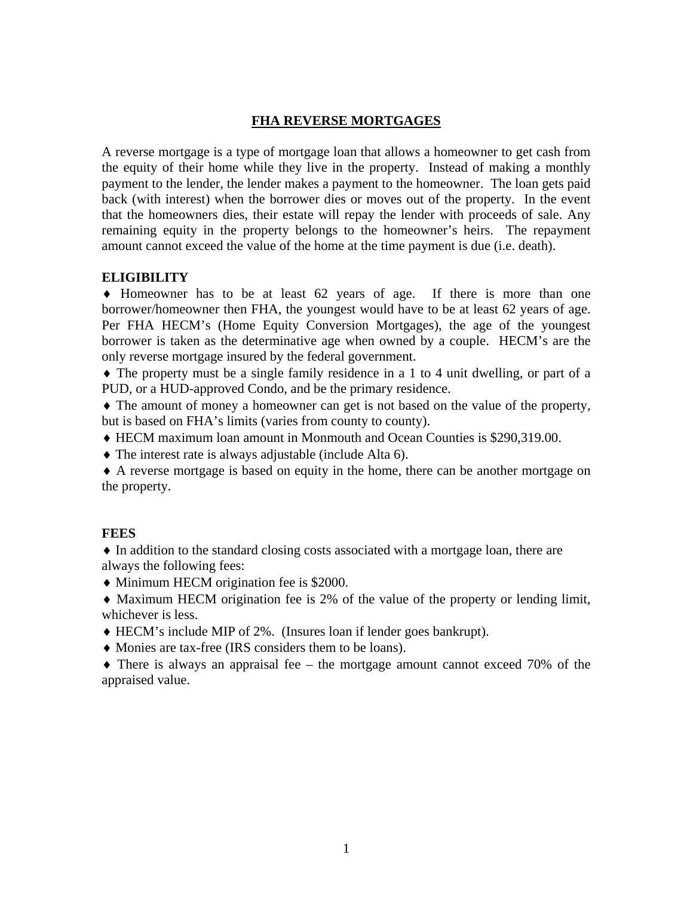# FHA REVERSE MORTGAGES

A reverse mortgage is a type of mortgage loan that allows a homeowner to get cash from the equity of their home while they live in the property. Instead of making a monthly payment to the lender, the lender makes a payment to the homeowner. The loan gets paid back (with interest) when the borrower dies or moves out of the property. In the event that the homeowners dies, their estate will repay the lender with proceeds of sale. Any remaining equity in the property belongs to the homeowner's heirs. The repayment amount cannot exceed the value of the home at the time payment is due (i.e. death).

## ELIGIBILITY

♦ Homeowner has to be at least 62 years of age. If there is more than one borrower/homeowner then FHA, the youngest would have to be at least 62 years of age. Per FHA HECM's (Home Equity Conversion Mortgages), the age of the youngest borrower is taken as the determinative age when owned by a couple. HECM's are the only reverse mortgage insured by the federal government.

♦ The property must be a single family residence in a 1 to 4 unit dwelling, or part of a PUD, or a HUD-approved Condo, and be the primary residence.

♦ The amount of money a homeowner can get is not based on the value of the property, but is based on FHA's limits (varies from county to county).

♦ HECM maximum loan amount in Monmouth and Ocean Counties is $290,319.00.

♦ The interest rate is always adjustable (include Alta 6).

♦ A reverse mortgage is based on equity in the home, there can be another mortgage on the property.

## FEES

♦ In addition to the standard closing costs associated with a mortgage loan, there are always the following fees:

♦ Minimum HECM origination fee is $2000.

♦ Maximum HECM origination fee is 2% of the value of the property or lending limit, whichever is less.

♦ HECM's include MIP of 2%. (Insures loan if lender goes bankrupt).

♦ Monies are tax-free (IRS considers them to be loans).

♦ There is always an appraisal fee – the mortgage amount cannot exceed 70% of the appraised value.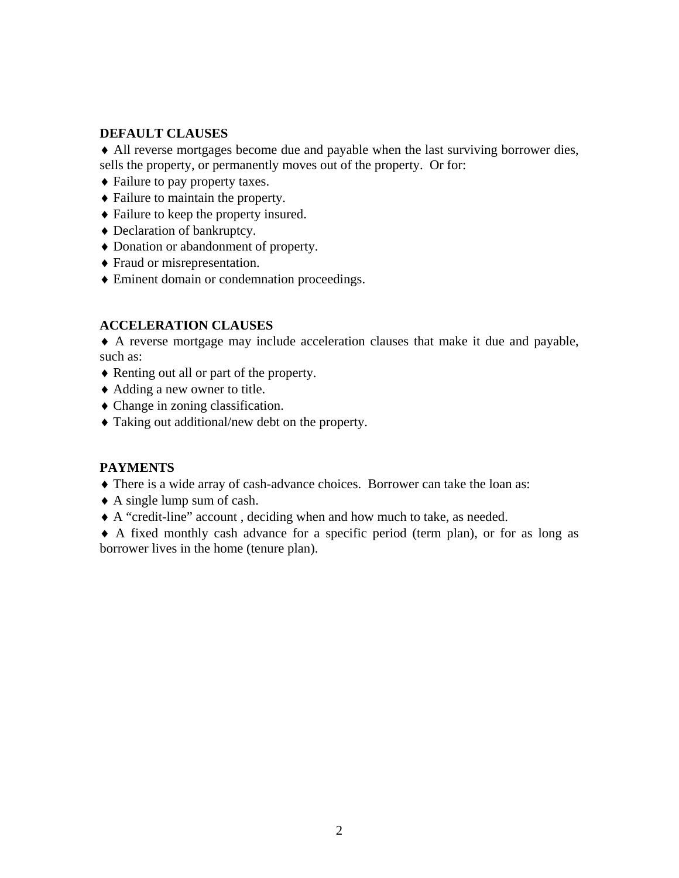**DEFAULT CLAUSES**

♦ All reverse mortgages become due and payable when the last surviving borrower dies, sells the property, or permanently moves out of the property. Or for:

♦ Failure to pay property taxes.

♦ Failure to maintain the property.

♦ Failure to keep the property insured.

♦ Declaration of bankruptcy.

♦ Donation or abandonment of property.

♦ Fraud or misrepresentation.

♦ Eminent domain or condemnation proceedings.

**ACCELERATION CLAUSES**

♦ A reverse mortgage may include acceleration clauses that make it due and payable, such as:

♦ Renting out all or part of the property.

♦ Adding a new owner to title.

♦ Change in zoning classification.

♦ Taking out additional/new debt on the property.

**PAYMENTS**

♦ There is a wide array of cash-advance choices. Borrower can take the loan as:

♦ A single lump sum of cash.

♦ A "credit-line" account , deciding when and how much to take, as needed.

♦ A fixed monthly cash advance for a specific period (term plan), or for as long as borrower lives in the home (tenure plan).